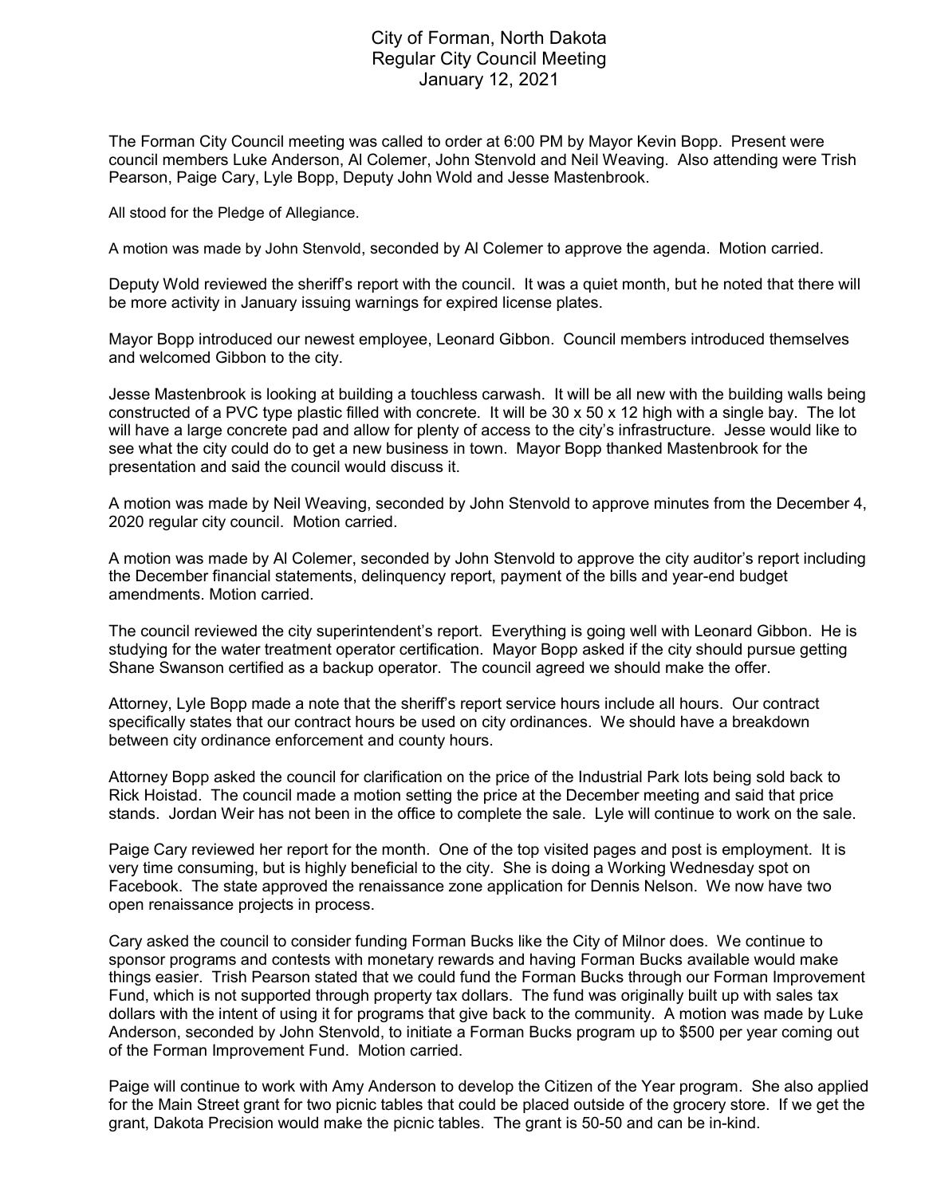# City of Forman, North Dakota
## Regular City Council Meeting
## January 12, 2021

The Forman City Council meeting was called to order at 6:00 PM by Mayor Kevin Bopp. Present were council members Luke Anderson, Al Colemer, John Stenvold and Neil Weaving. Also attending were Trish Pearson, Paige Cary, Lyle Bopp, Deputy John Wold and Jesse Mastenbrook.

All stood for the Pledge of Allegiance.

A motion was made by John Stenvold, seconded by Al Colemer to approve the agenda. Motion carried.

Deputy Wold reviewed the sheriff's report with the council. It was a quiet month, but he noted that there will be more activity in January issuing warnings for expired license plates.

Mayor Bopp introduced our newest employee, Leonard Gibbon. Council members introduced themselves and welcomed Gibbon to the city.

Jesse Mastenbrook is looking at building a touchless carwash. It will be all new with the building walls being constructed of a PVC type plastic filled with concrete. It will be 30 x 50 x 12 high with a single bay. The lot will have a large concrete pad and allow for plenty of access to the city's infrastructure. Jesse would like to see what the city could do to get a new business in town. Mayor Bopp thanked Mastenbrook for the presentation and said the council would discuss it.

A motion was made by Neil Weaving, seconded by John Stenvold to approve minutes from the December 4, 2020 regular city council. Motion carried.

A motion was made by Al Colemer, seconded by John Stenvold to approve the city auditor's report including the December financial statements, delinquency report, payment of the bills and year-end budget amendments. Motion carried.

The council reviewed the city superintendent's report. Everything is going well with Leonard Gibbon. He is studying for the water treatment operator certification. Mayor Bopp asked if the city should pursue getting Shane Swanson certified as a backup operator. The council agreed we should make the offer.

Attorney, Lyle Bopp made a note that the sheriff's report service hours include all hours. Our contract specifically states that our contract hours be used on city ordinances. We should have a breakdown between city ordinance enforcement and county hours.

Attorney Bopp asked the council for clarification on the price of the Industrial Park lots being sold back to Rick Hoistad. The council made a motion setting the price at the December meeting and said that price stands. Jordan Weir has not been in the office to complete the sale. Lyle will continue to work on the sale.

Paige Cary reviewed her report for the month. One of the top visited pages and post is employment. It is very time consuming, but is highly beneficial to the city. She is doing a Working Wednesday spot on Facebook. The state approved the renaissance zone application for Dennis Nelson. We now have two open renaissance projects in process.

Cary asked the council to consider funding Forman Bucks like the City of Milnor does. We continue to sponsor programs and contests with monetary rewards and having Forman Bucks available would make things easier. Trish Pearson stated that we could fund the Forman Bucks through our Forman Improvement Fund, which is not supported through property tax dollars. The fund was originally built up with sales tax dollars with the intent of using it for programs that give back to the community. A motion was made by Luke Anderson, seconded by John Stenvold, to initiate a Forman Bucks program up to $500 per year coming out of the Forman Improvement Fund. Motion carried.

Paige will continue to work with Amy Anderson to develop the Citizen of the Year program. She also applied for the Main Street grant for two picnic tables that could be placed outside of the grocery store. If we get the grant, Dakota Precision would make the picnic tables. The grant is 50-50 and can be in-kind.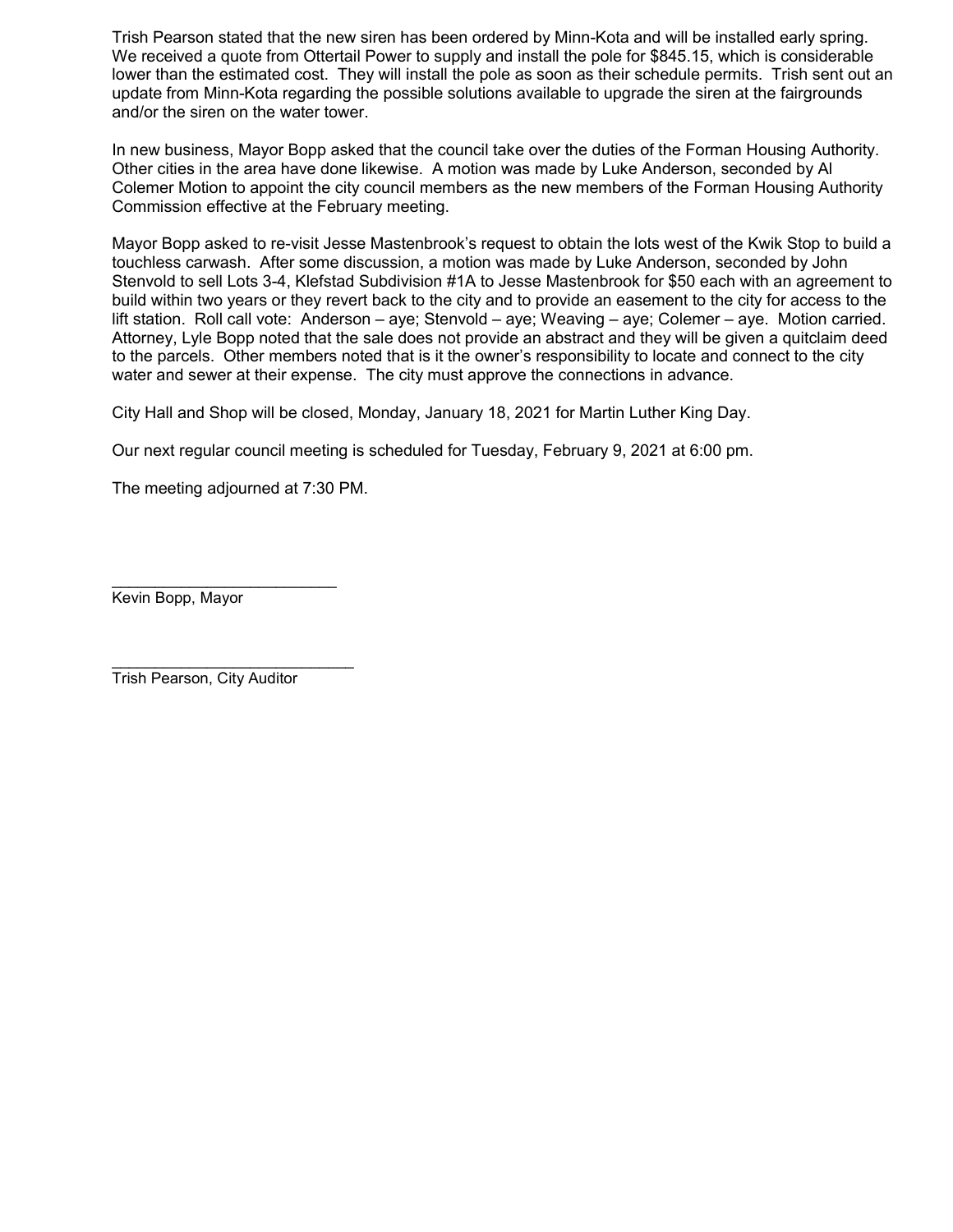Trish Pearson stated that the new siren has been ordered by Minn-Kota and will be installed early spring. We received a quote from Ottertail Power to supply and install the pole for $845.15, which is considerable lower than the estimated cost. They will install the pole as soon as their schedule permits. Trish sent out an update from Minn-Kota regarding the possible solutions available to upgrade the siren at the fairgrounds and/or the siren on the water tower.

In new business, Mayor Bopp asked that the council take over the duties of the Forman Housing Authority. Other cities in the area have done likewise. A motion was made by Luke Anderson, seconded by Al Colemer Motion to appoint the city council members as the new members of the Forman Housing Authority Commission effective at the February meeting.

Mayor Bopp asked to re-visit Jesse Mastenbrook's request to obtain the lots west of the Kwik Stop to build a touchless carwash. After some discussion, a motion was made by Luke Anderson, seconded by John Stenvold to sell Lots 3-4, Klefstad Subdivision #1A to Jesse Mastenbrook for $50 each with an agreement to build within two years or they revert back to the city and to provide an easement to the city for access to the lift station. Roll call vote: Anderson – aye; Stenvold – aye; Weaving – aye; Colemer – aye. Motion carried. Attorney, Lyle Bopp noted that the sale does not provide an abstract and they will be given a quitclaim deed to the parcels. Other members noted that is it the owner's responsibility to locate and connect to the city water and sewer at their expense. The city must approve the connections in advance.

City Hall and Shop will be closed, Monday, January 18, 2021 for Martin Luther King Day.

Our next regular council meeting is scheduled for Tuesday, February 9, 2021 at 6:00 pm.

The meeting adjourned at 7:30 PM.

\_\_\_\_\_\_\_\_\_\_\_\_\_\_\_\_\_\_\_\_\_\_\_\_\_\_

Kevin Bopp, Mayor

\_\_\_\_\_\_\_\_\_\_\_\_\_\_\_\_\_\_\_\_\_\_\_\_\_\_\_\_

Trish Pearson, City Auditor